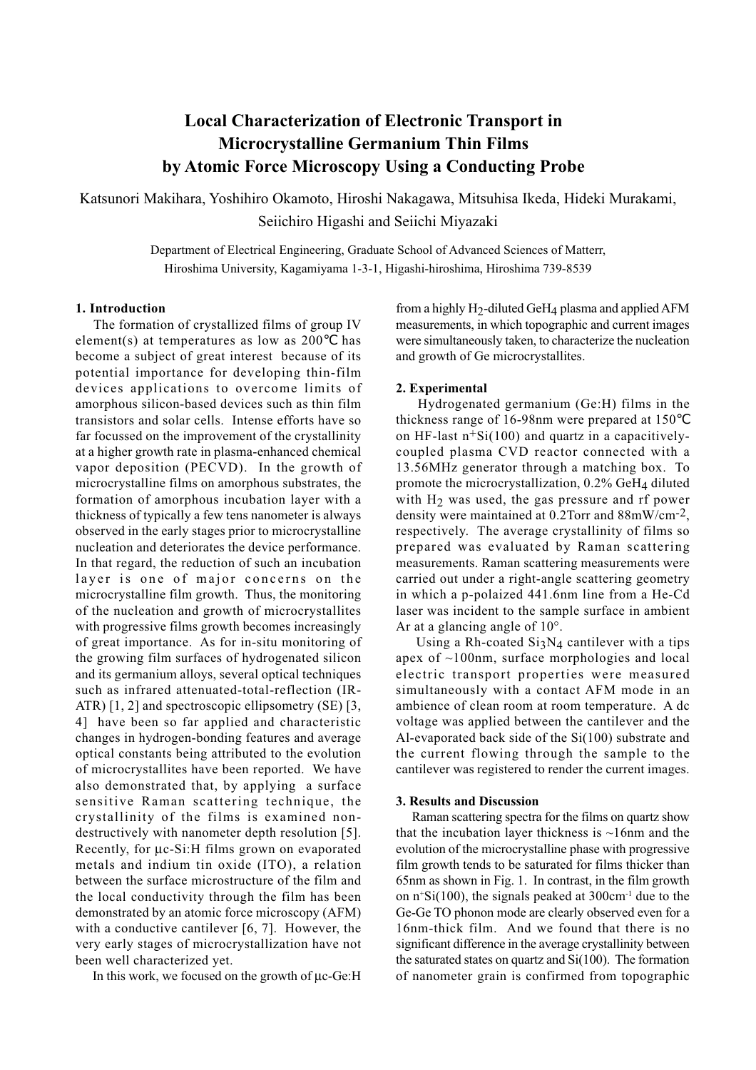# Local Characterization of Electronic Transport in Microcrystalline Germanium Thin Films by Atomic Force Microscopy Using a Conducting Probe

Katsunori Makihara, Yoshihiro Okamoto, Hiroshi Nakagawa, Mitsuhisa Ikeda, Hideki Murakami, Seiichiro Higashi and Seiichi Miyazaki

Department of Electrical Engineering, Graduate School of Advanced Sciences of Matterr, Hiroshima University, Kagamiyama 1-3-1, Higashi-hiroshima, Hiroshima 739-8539

## 1. Introduction

The formation of crystallized films of group IV element(s) at temperatures as low as 200℃ has become a subject of great interest because of its potential importance for developing thin-film devices applications to overcome limits of amorphous silicon-based devices such as thin film transistors and solar cells. Intense efforts have so far focussed on the improvement of the crystallinity at a higher growth rate in plasma-enhanced chemical vapor deposition (PECVD). In the growth of microcrystalline films on amorphous substrates, the formation of amorphous incubation layer with a thickness of typically a few tens nanometer is always observed in the early stages prior to microcrystalline nucleation and deteriorates the device performance. In that regard, the reduction of such an incubation layer is one of major concerns on the microcrystalline film growth. Thus, the monitoring of the nucleation and growth of microcrystallites with progressive films growth becomes increasingly of great importance. As for in-situ monitoring of the growing film surfaces of hydrogenated silicon and its germanium alloys, several optical techniques such as infrared attenuated-total-reflection (IR-ATR) [1, 2] and spectroscopic ellipsometry (SE) [3, 4] have been so far applied and characteristic changes in hydrogen-bonding features and average optical constants being attributed to the evolution of microcrystallites have been reported. We have also demonstrated that, by applying a surface sensitive Raman scattering technique, the crystallinity of the films is examined non-destructively with nanometer depth resolution [5]. Recently, for μc-Si:H films grown on evaporated metals and indium tin oxide (ITO), a relation between the surface microstructure of the film and the local conductivity through the film has been demonstrated by an atomic force microscopy (AFM) with a conductive cantilever [6, 7]. However, the very early stages of microcrystallization have not been well characterized yet.

In this work, we focused on the growth of μc-Ge:H from a highly $H_2$-diluted $GeH_4$ plasma and applied AFM measurements, in which topographic and current images were simultaneously taken, to characterize the nucleation and growth of Ge microcrystallites.

## 2. Experimental

Hydrogenated germanium (Ge:H) films in the thickness range of 16-98nm were prepared at 150℃ on HF-last $n^+$Si(100) and quartz in a capacitively-coupled plasma CVD reactor connected with a 13.56MHz generator through a matching box. To promote the microcrystallization, 0.2% $GeH_4$ diluted with $H_2$ was used, the gas pressure and rf power density were maintained at 0.2Torr and 88mW/cm$^{-2}$, respectively. The average crystallinity of films so prepared was evaluated by Raman scattering measurements. Raman scattering measurements were carried out under a right-angle scattering geometry in which a p-polaized 441.6nm line from a He-Cd laser was incident to the sample surface in ambient Ar at a glancing angle of 10°.

Using a Rh-coated $Si_3N_4$ cantilever with a tips apex of ~100nm, surface morphologies and local electric transport properties were measured simultaneously with a contact AFM mode in an ambience of clean room at room temperature. A dc voltage was applied between the cantilever and the Al-evaporated back side of the Si(100) substrate and the current flowing through the sample to the cantilever was registered to render the current images.

## 3. Results and Discussion

Raman scattering spectra for the films on quartz show that the incubation layer thickness is ~16nm and the evolution of the microcrystalline phase with progressive film growth tends to be saturated for films thicker than 65nm as shown in Fig. 1. In contrast, in the film growth on $n^+$Si(100), the signals peaked at 300cm$^{-1}$ due to the Ge-Ge TO phonon mode are clearly observed even for a 16nm-thick film. And we found that there is no significant difference in the average crystallinity between the saturated states on quartz and Si(100). The formation of nanometer grain is confirmed from topographic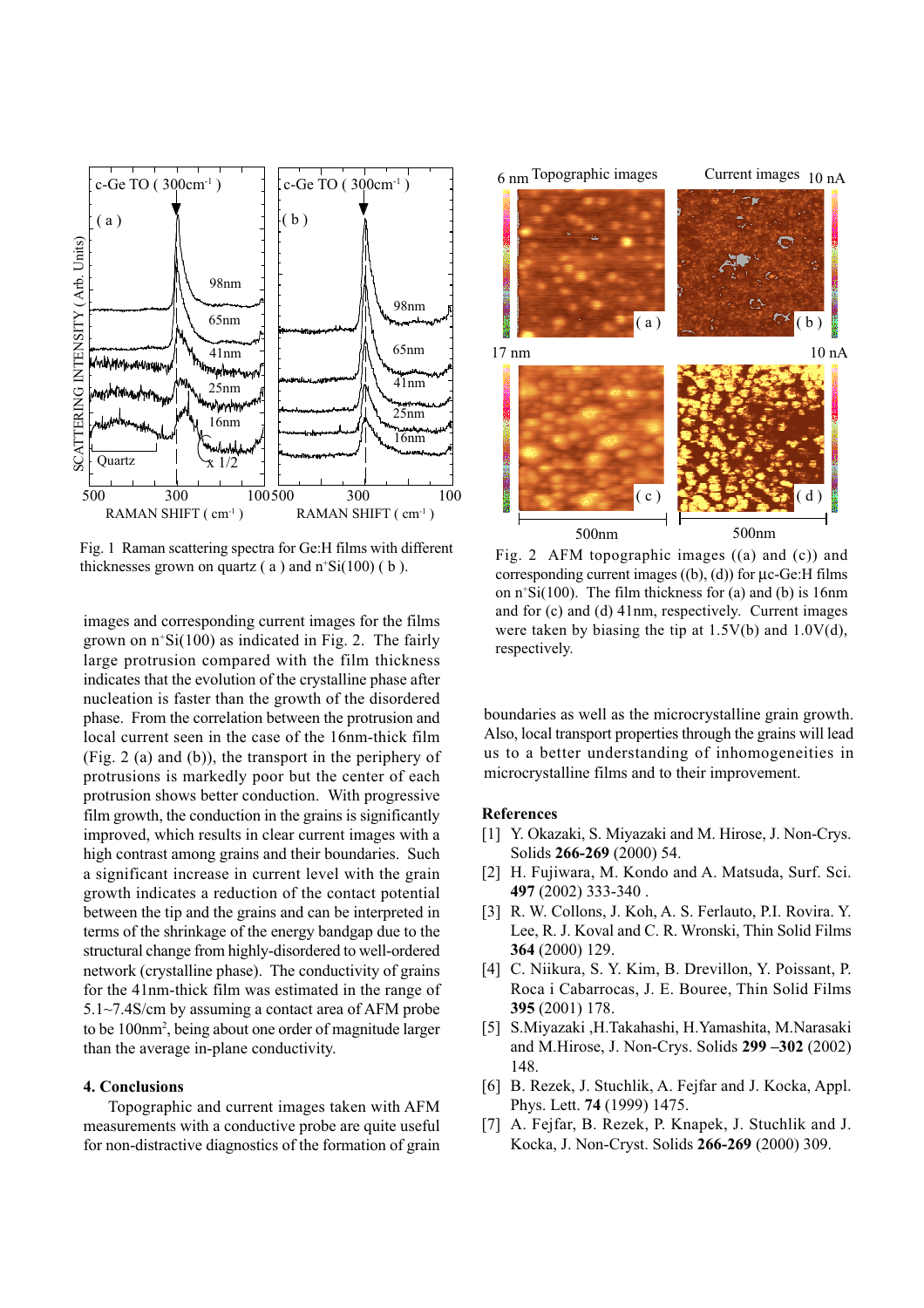c-Ge TO ( 300cm$^{-1}$ )

( a )

SCATTERING INTENSITY ( Arb. Units)

98nm

65nm

41nm

25nm

16nm

Quartz

x 1/2

500 300 100

RAMAN SHIFT ( cm$^{-1}$ )

c-Ge TO ( 300cm$^{-1}$ )

( b )

98nm

65nm

41nm

25nm

16nm

500 300 100

RAMAN SHIFT ( cm$^{-1}$ )

Fig. 1 Raman scattering spectra for Ge:H films with different thicknesses grown on quartz ( a ) and n$^{+}$Si(100) ( b ).

6 nm Topographic images

Current images 10 nA

( a )

( b )

17 nm

10 nA

( c )

( d )

500nm

500nm

Fig. 2 AFM topographic images ((a) and (c)) and corresponding current images ((b), (d)) for µc-Ge:H films on n$^{+}$Si(100). The film thickness for (a) and (b) is 16nm and for (c) and (d) 41nm, respectively. Current images were taken by biasing the tip at 1.5V(b) and 1.0V(d), respectively.

images and corresponding current images for the films grown on n$^{+}$Si(100) as indicated in Fig. 2. The fairly large protrusion compared with the film thickness indicates that the evolution of the crystalline phase after nucleation is faster than the growth of the disordered phase. From the correlation between the protrusion and local current seen in the case of the 16nm-thick film (Fig. 2 (a) and (b)), the transport in the periphery of protrusions is markedly poor but the center of each protrusion shows better conduction. With progressive film growth, the conduction in the grains is significantly improved, which results in clear current images with a high contrast among grains and their boundaries. Such a significant increase in current level with the grain growth indicates a reduction of the contact potential between the tip and the grains and can be interpreted in terms of the shrinkage of the energy bandgap due to the structural change from highly-disordered to well-ordered network (crystalline phase). The conductivity of grains for the 41nm-thick film was estimated in the range of 5.1~7.4S/cm by assuming a contact area of AFM probe to be 100nm$^2$, being about one order of magnitude larger than the average in-plane conductivity.

### 4. Conclusions

Topographic and current images taken with AFM measurements with a conductive probe are quite useful for non-distractive diagnostics of the formation of grain boundaries as well as the microcrystalline grain growth. Also, local transport properties through the grains will lead us to a better understanding of inhomogeneities in microcrystalline films and to their improvement.

### References

[1] Y. Okazaki, S. Miyazaki and M. Hirose, J. Non-Crys. Solids **266-269** (2000) 54.

[2] H. Fujiwara, M. Kondo and A. Matsuda, Surf. Sci. **497** (2002) 333-340 .

[3] R. W. Collons, J. Koh, A. S. Ferlauto, P.I. Rovira. Y. Lee, R. J. Koval and C. R. Wronski, Thin Solid Films **364** (2000) 129.

[4] C. Niikura, S. Y. Kim, B. Drevillon, Y. Poissant, P. Roca i Cabarrocas, J. E. Bouree, Thin Solid Films **395** (2001) 178.

[5] S.Miyazaki ,H.Takahashi, H.Yamashita, M.Narasaki and M.Hirose, J. Non-Crys. Solids **299 –302** (2002) 148.

[6] B. Rezek, J. Stuchlik, A. Fejfar and J. Kocka, Appl. Phys. Lett. **74** (1999) 1475.

[7] A. Fejfar, B. Rezek, P. Knapek, J. Stuchlik and J. Kocka, J. Non-Cryst. Solids **266-269** (2000) 309.